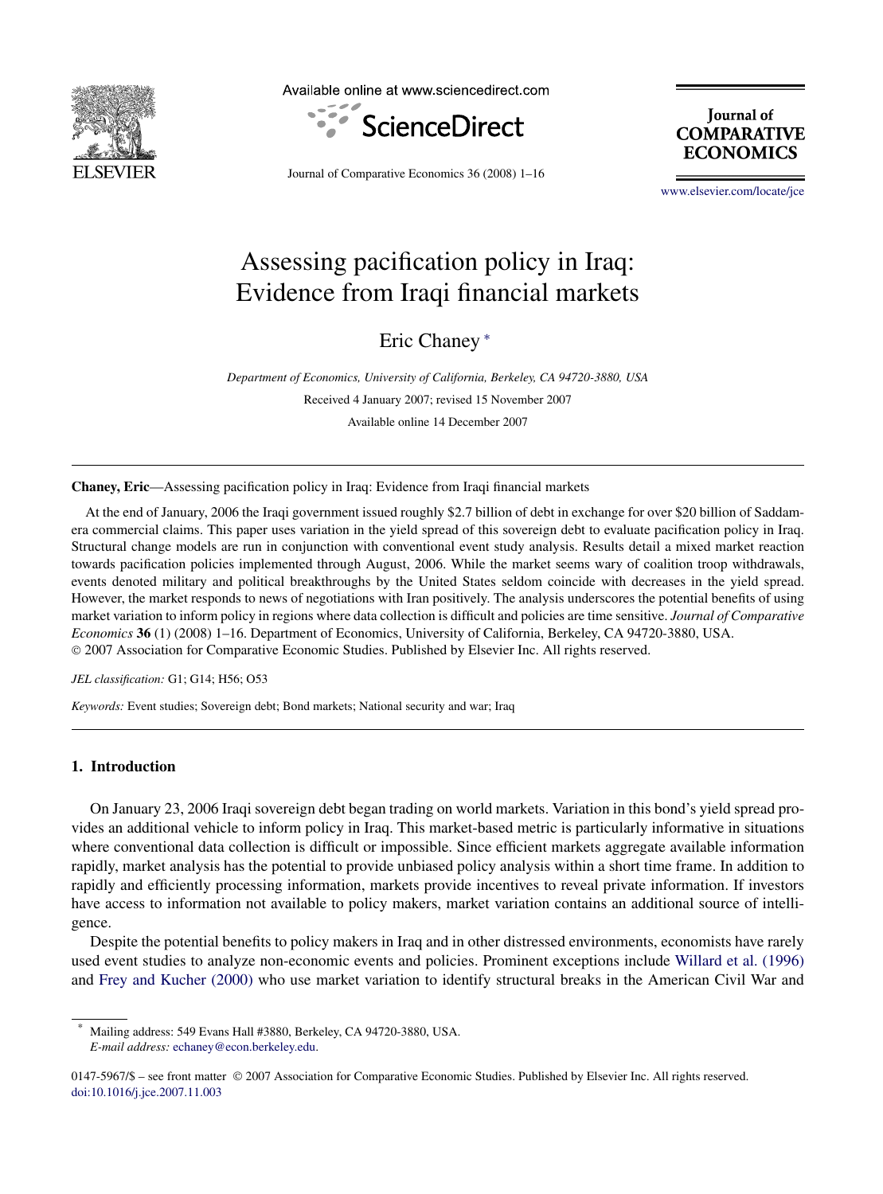# Assessing pacification policy in Iraq: Evidence from Iraqi financial markets

Eric Chaney *

*Department of Economics, University of California, Berkeley, CA 94720-3880, USA*

Received 4 January 2007; revised 15 November 2007

Available online 14 December 2007

---

**Chaney, Eric**—Assessing pacification policy in Iraq: Evidence from Iraqi financial markets

At the end of January, 2006 the Iraqi government issued roughly $2.7 billion of debt in exchange for over $20 billion of Saddam-era commercial claims. This paper uses variation in the yield spread of this sovereign debt to evaluate pacification policy in Iraq. Structural change models are run in conjunction with conventional event study analysis. Results detail a mixed market reaction towards pacification policies implemented through August, 2006. While the market seems wary of coalition troop withdrawals, events denoted military and political breakthroughs by the United States seldom coincide with decreases in the yield spread. However, the market responds to news of negotiations with Iran positively. The analysis underscores the potential benefits of using market variation to inform policy in regions where data collection is difficult and policies are time sensitive. *Journal of Comparative Economics* **36** (1) (2008) 1–16. Department of Economics, University of California, Berkeley, CA 94720-3880, USA.
© 2007 Association for Comparative Economic Studies. Published by Elsevier Inc. All rights reserved.

*JEL classification:* G1; G14; H56; O53

*Keywords:* Event studies; Sovereign debt; Bond markets; National security and war; Iraq

---

## 1. Introduction

On January 23, 2006 Iraqi sovereign debt began trading on world markets. Variation in this bond's yield spread provides an additional vehicle to inform policy in Iraq. This market-based metric is particularly informative in situations where conventional data collection is difficult or impossible. Since efficient markets aggregate available information rapidly, market analysis has the potential to provide unbiased policy analysis within a short time frame. In addition to rapidly and efficiently processing information, markets provide incentives to reveal private information. If investors have access to information not available to policy makers, market variation contains an additional source of intelligence.

Despite the potential benefits to policy makers in Iraq and in other distressed environments, economists have rarely used event studies to analyze non-economic events and policies. Prominent exceptions include Willard et al. (1996) and Frey and Kucher (2000) who use market variation to identify structural breaks in the American Civil War and

---

* Mailing address: 549 Evans Hall #3880, Berkeley, CA 94720-3880, USA.
*E-mail address:* echaney@econ.berkeley.edu.

0147-5967/$ – see front matter © 2007 Association for Comparative Economic Studies. Published by Elsevier Inc. All rights reserved.
doi:10.1016/j.jce.2007.11.003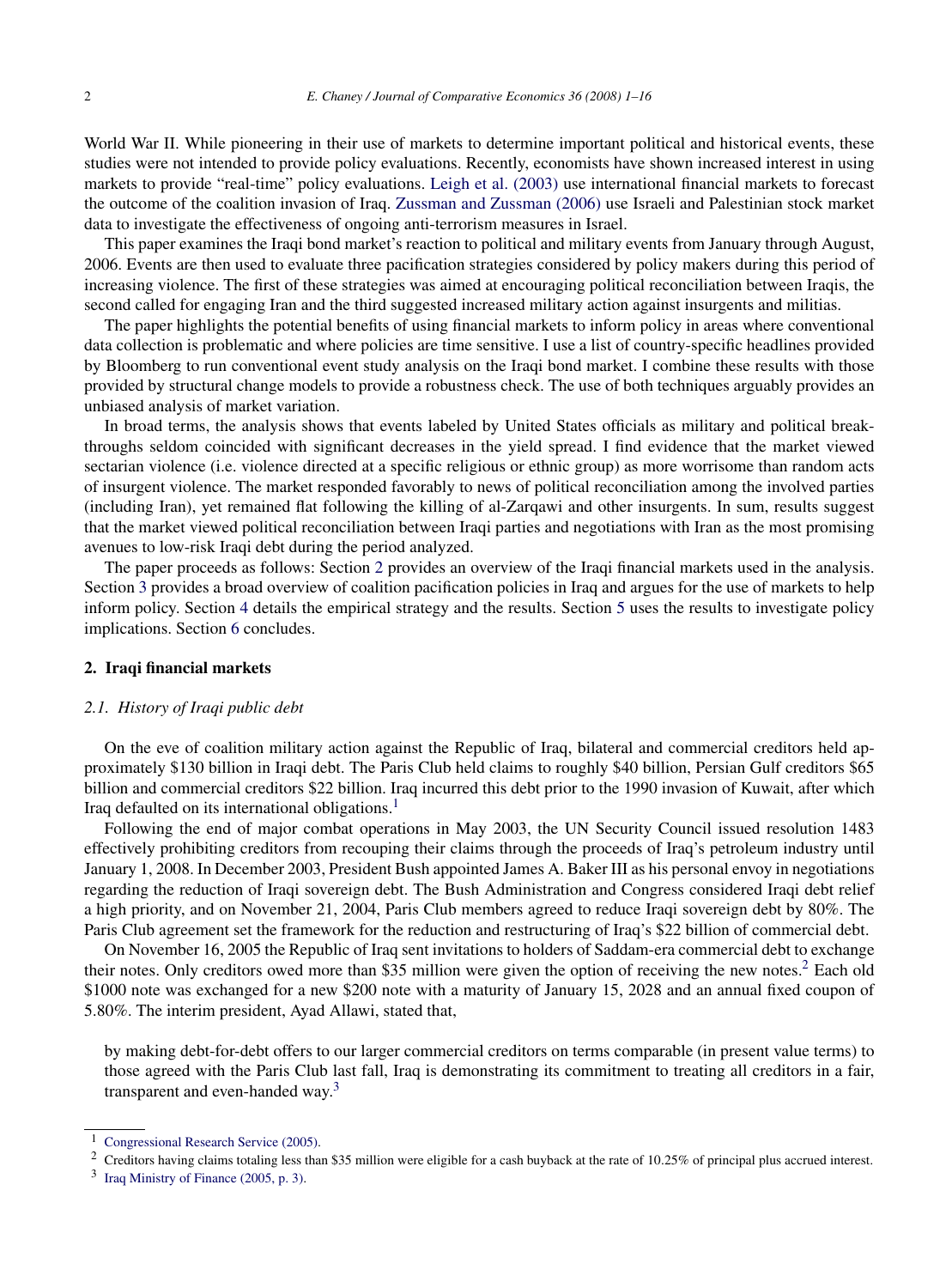World War II. While pioneering in their use of markets to determine important political and historical events, these studies were not intended to provide policy evaluations. Recently, economists have shown increased interest in using markets to provide "real-time" policy evaluations. Leigh et al. (2003) use international financial markets to forecast the outcome of the coalition invasion of Iraq. Zussman and Zussman (2006) use Israeli and Palestinian stock market data to investigate the effectiveness of ongoing anti-terrorism measures in Israel.

This paper examines the Iraqi bond market's reaction to political and military events from January through August, 2006. Events are then used to evaluate three pacification strategies considered by policy makers during this period of increasing violence. The first of these strategies was aimed at encouraging political reconciliation between Iraqis, the second called for engaging Iran and the third suggested increased military action against insurgents and militias.

The paper highlights the potential benefits of using financial markets to inform policy in areas where conventional data collection is problematic and where policies are time sensitive. I use a list of country-specific headlines provided by Bloomberg to run conventional event study analysis on the Iraqi bond market. I combine these results with those provided by structural change models to provide a robustness check. The use of both techniques arguably provides an unbiased analysis of market variation.

In broad terms, the analysis shows that events labeled by United States officials as military and political breakthroughs seldom coincided with significant decreases in the yield spread. I find evidence that the market viewed sectarian violence (i.e. violence directed at a specific religious or ethnic group) as more worrisome than random acts of insurgent violence. The market responded favorably to news of political reconciliation among the involved parties (including Iran), yet remained flat following the killing of al-Zarqawi and other insurgents. In sum, results suggest that the market viewed political reconciliation between Iraqi parties and negotiations with Iran as the most promising avenues to low-risk Iraqi debt during the period analyzed.

The paper proceeds as follows: Section 2 provides an overview of the Iraqi financial markets used in the analysis. Section 3 provides a broad overview of coalition pacification policies in Iraq and argues for the use of markets to help inform policy. Section 4 details the empirical strategy and the results. Section 5 uses the results to investigate policy implications. Section 6 concludes.

## 2. Iraqi financial markets

### *2.1. History of Iraqi public debt*

On the eve of coalition military action against the Republic of Iraq, bilateral and commercial creditors held approximately $130 billion in Iraqi debt. The Paris Club held claims to roughly $40 billion, Persian Gulf creditors $65 billion and commercial creditors $22 billion. Iraq incurred this debt prior to the 1990 invasion of Kuwait, after which Iraq defaulted on its international obligations.[1]

Following the end of major combat operations in May 2003, the UN Security Council issued resolution 1483 effectively prohibiting creditors from recouping their claims through the proceeds of Iraq's petroleum industry until January 1, 2008. In December 2003, President Bush appointed James A. Baker III as his personal envoy in negotiations regarding the reduction of Iraqi sovereign debt. The Bush Administration and Congress considered Iraqi debt relief a high priority, and on November 21, 2004, Paris Club members agreed to reduce Iraqi sovereign debt by 80%. The Paris Club agreement set the framework for the reduction and restructuring of Iraq's $22 billion of commercial debt.

On November 16, 2005 the Republic of Iraq sent invitations to holders of Saddam-era commercial debt to exchange their notes. Only creditors owed more than $35 million were given the option of receiving the new notes.[2] Each old $1000 note was exchanged for a new $200 note with a maturity of January 15, 2028 and an annual fixed coupon of 5.80%. The interim president, Ayad Allawi, stated that,

> by making debt-for-debt offers to our larger commercial creditors on terms comparable (in present value terms) to those agreed with the Paris Club last fall, Iraq is demonstrating its commitment to treating all creditors in a fair, transparent and even-handed way.[3]

[1] Congressional Research Service (2005).

[2] Creditors having claims totaling less than $35 million were eligible for a cash buyback at the rate of 10.25% of principal plus accrued interest.

[3] Iraq Ministry of Finance (2005, p. 3).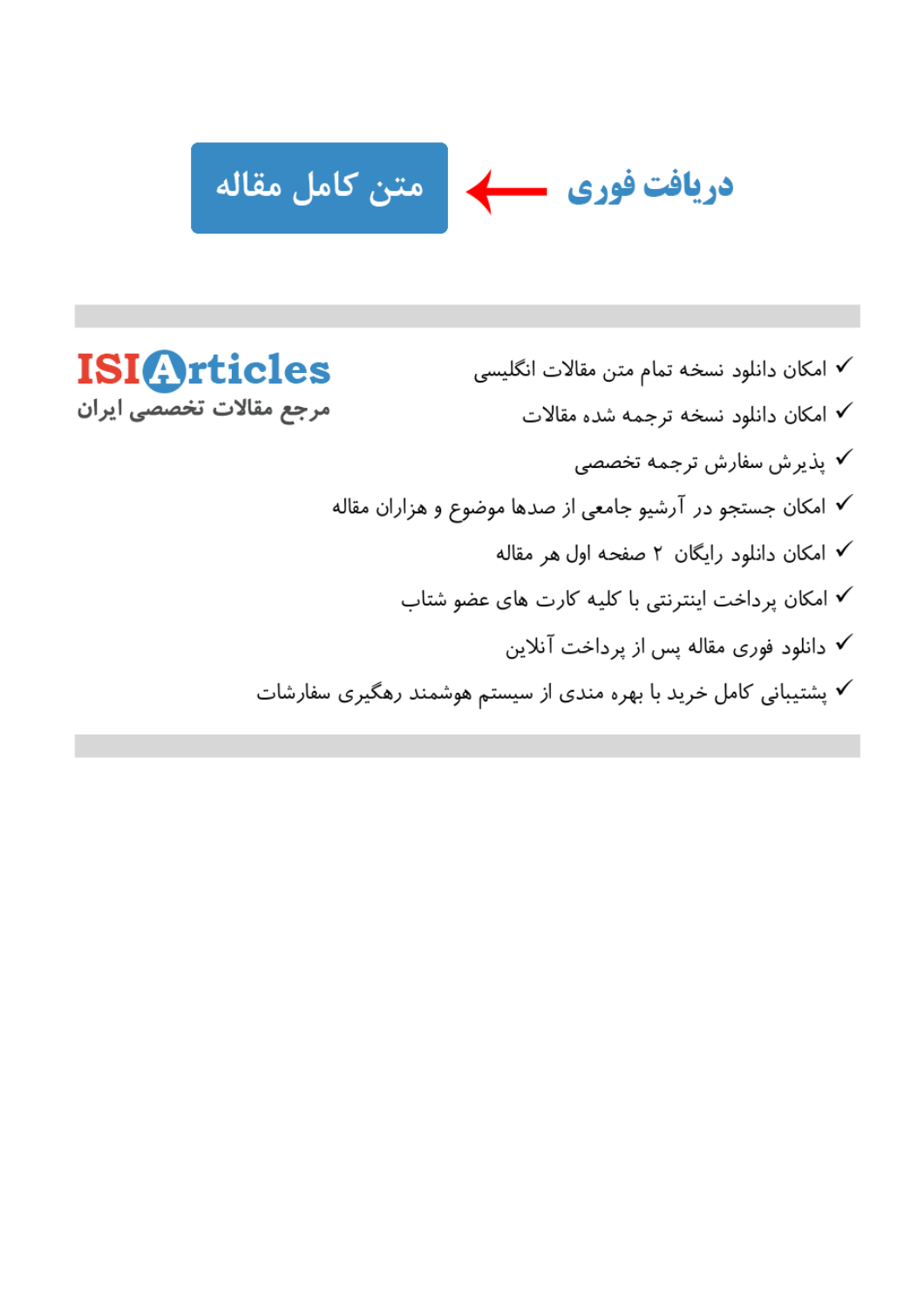دریافت فوری ← متن کامل مقاله

**ISIArticles**
مرجع مقالات تخصصی ایران

- ✓ امکان دانلود نسخه تمام متن مقالات انگلیسی
- ✓ امکان دانلود نسخه ترجمه شده مقالات
- ✓ پذیرش سفارش ترجمه تخصصی
- ✓ امکان جستجو در آرشیو جامعی از صدها موضوع و هزاران مقاله
- ✓ امکان دانلود رایگان ۲ صفحه اول هر مقاله
- ✓ امکان پرداخت اینترنتی با کلیه کارت های عضو شتاب
- ✓ دانلود فوری مقاله پس از پرداخت آنلاین
- ✓ پشتیبانی کامل خرید با بهره مندی از سیستم هوشمند رهگیری سفارشات